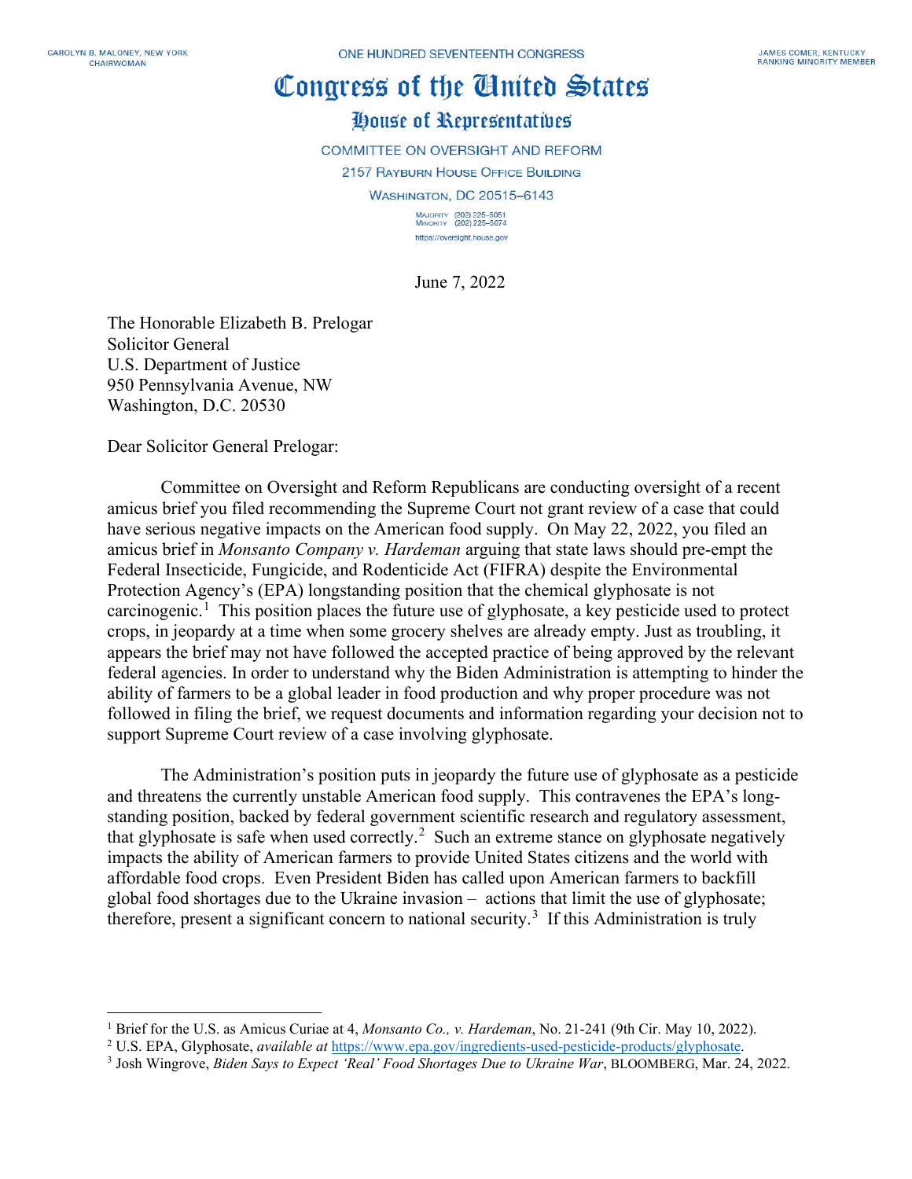CAROLYN B. MALONEY, NEW YORK
CHAIRWOMAN

ONE HUNDRED SEVENTEENTH CONGRESS

JAMES COMER, KENTUCKY
RANKING MINORITY MEMBER

# Congress of the United States

## House of Representatives

COMMITTEE ON OVERSIGHT AND REFORM
2157 RAYBURN HOUSE OFFICE BUILDING
WASHINGTON, DC 20515–6143

MAJORITY (202) 225–5051
MINORITY (202) 225–5074
https://oversight.house.gov

June 7, 2022

The Honorable Elizabeth B. Prelogar
Solicitor General
U.S. Department of Justice
950 Pennsylvania Avenue, NW
Washington, D.C. 20530

Dear Solicitor General Prelogar:

Committee on Oversight and Reform Republicans are conducting oversight of a recent amicus brief you filed recommending the Supreme Court not grant review of a case that could have serious negative impacts on the American food supply. On May 22, 2022, you filed an amicus brief in *Monsanto Company v. Hardeman* arguing that state laws should pre-empt the Federal Insecticide, Fungicide, and Rodenticide Act (FIFRA) despite the Environmental Protection Agency's (EPA) longstanding position that the chemical glyphosate is not carcinogenic.[1] This position places the future use of glyphosate, a key pesticide used to protect crops, in jeopardy at a time when some grocery shelves are already empty. Just as troubling, it appears the brief may not have followed the accepted practice of being approved by the relevant federal agencies. In order to understand why the Biden Administration is attempting to hinder the ability of farmers to be a global leader in food production and why proper procedure was not followed in filing the brief, we request documents and information regarding your decision not to support Supreme Court review of a case involving glyphosate.

The Administration's position puts in jeopardy the future use of glyphosate as a pesticide and threatens the currently unstable American food supply. This contravenes the EPA's long-standing position, backed by federal government scientific research and regulatory assessment, that glyphosate is safe when used correctly.[2] Such an extreme stance on glyphosate negatively impacts the ability of American farmers to provide United States citizens and the world with affordable food crops. Even President Biden has called upon American farmers to backfill global food shortages due to the Ukraine invasion – actions that limit the use of glyphosate; therefore, present a significant concern to national security.[3] If this Administration is truly

---

[1] Brief for the U.S. as Amicus Curiae at 4, *Monsanto Co., v. Hardeman*, No. 21-241 (9th Cir. May 10, 2022).

[2] U.S. EPA, Glyphosate, *available at* https://www.epa.gov/ingredients-used-pesticide-products/glyphosate.

[3] Josh Wingrove, *Biden Says to Expect 'Real' Food Shortages Due to Ukraine War*, BLOOMBERG, Mar. 24, 2022.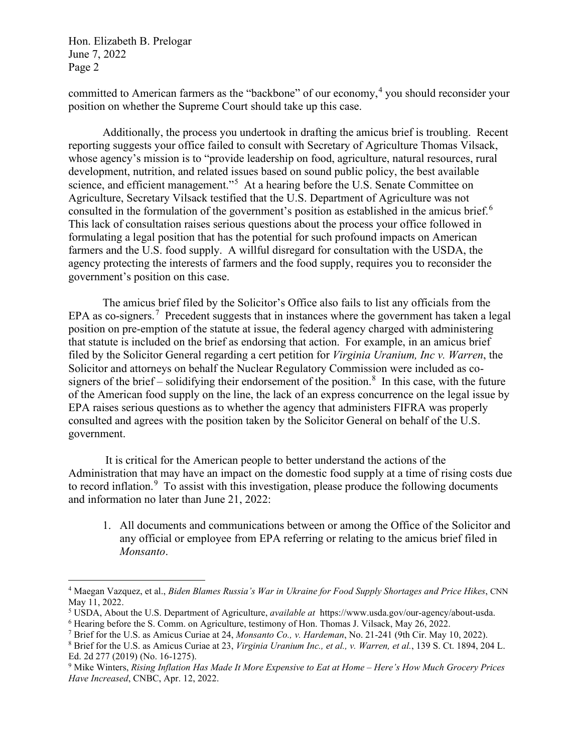committed to American farmers as the "backbone" of our economy,[4] you should reconsider your position on whether the Supreme Court should take up this case.

Additionally, the process you undertook in drafting the amicus brief is troubling. Recent reporting suggests your office failed to consult with Secretary of Agriculture Thomas Vilsack, whose agency's mission is to "provide leadership on food, agriculture, natural resources, rural development, nutrition, and related issues based on sound public policy, the best available science, and efficient management."[5] At a hearing before the U.S. Senate Committee on Agriculture, Secretary Vilsack testified that the U.S. Department of Agriculture was not consulted in the formulation of the government's position as established in the amicus brief.[6] This lack of consultation raises serious questions about the process your office followed in formulating a legal position that has the potential for such profound impacts on American farmers and the U.S. food supply. A willful disregard for consultation with the USDA, the agency protecting the interests of farmers and the food supply, requires you to reconsider the government's position on this case.

The amicus brief filed by the Solicitor's Office also fails to list any officials from the EPA as co-signers.[7] Precedent suggests that in instances where the government has taken a legal position on pre-emption of the statute at issue, the federal agency charged with administering that statute is included on the brief as endorsing that action. For example, in an amicus brief filed by the Solicitor General regarding a cert petition for *Virginia Uranium, Inc v. Warren*, the Solicitor and attorneys on behalf the Nuclear Regulatory Commission were included as co-signers of the brief – solidifying their endorsement of the position.[8] In this case, with the future of the American food supply on the line, the lack of an express concurrence on the legal issue by EPA raises serious questions as to whether the agency that administers FIFRA was properly consulted and agrees with the position taken by the Solicitor General on behalf of the U.S. government.

It is critical for the American people to better understand the actions of the Administration that may have an impact on the domestic food supply at a time of rising costs due to record inflation.[9] To assist with this investigation, please produce the following documents and information no later than June 21, 2022:

1. All documents and communications between or among the Office of the Solicitor and any official or employee from EPA referring or relating to the amicus brief filed in *Monsanto*.

---

[4] Maegan Vazquez, et al., *Biden Blames Russia's War in Ukraine for Food Supply Shortages and Price Hikes*, CNN May 11, 2022.

[5] USDA, About the U.S. Department of Agriculture, *available at* https://www.usda.gov/our-agency/about-usda.

[6] Hearing before the S. Comm. on Agriculture, testimony of Hon. Thomas J. Vilsack, May 26, 2022.

[7] Brief for the U.S. as Amicus Curiae at 24, *Monsanto Co., v. Hardeman*, No. 21-241 (9th Cir. May 10, 2022).

[8] Brief for the U.S. as Amicus Curiae at 23, *Virginia Uranium Inc., et al., v. Warren, et al.*, 139 S. Ct. 1894, 204 L. Ed. 2d 277 (2019) (No. 16-1275).

[9] Mike Winters, *Rising Inflation Has Made It More Expensive to Eat at Home – Here's How Much Grocery Prices Have Increased*, CNBC, Apr. 12, 2022.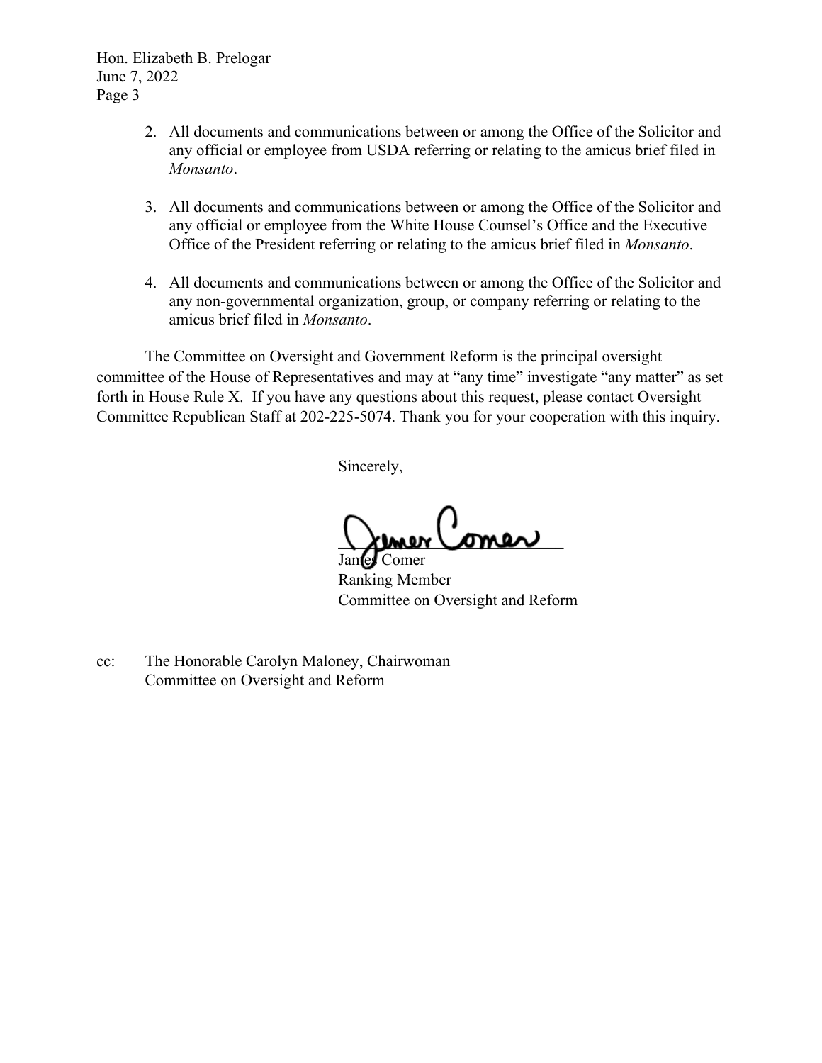2. All documents and communications between or among the Office of the Solicitor and any official or employee from USDA referring or relating to the amicus brief filed in *Monsanto*.

3. All documents and communications between or among the Office of the Solicitor and any official or employee from the White House Counsel's Office and the Executive Office of the President referring or relating to the amicus brief filed in *Monsanto*.

4. All documents and communications between or among the Office of the Solicitor and any non-governmental organization, group, or company referring or relating to the amicus brief filed in *Monsanto*.

The Committee on Oversight and Government Reform is the principal oversight committee of the House of Representatives and may at "any time" investigate "any matter" as set forth in House Rule X. If you have any questions about this request, please contact Oversight Committee Republican Staff at 202-225-5074. Thank you for your cooperation with this inquiry.

Sincerely,

James Comer
Ranking Member
Committee on Oversight and Reform

cc: The Honorable Carolyn Maloney, Chairwoman
Committee on Oversight and Reform